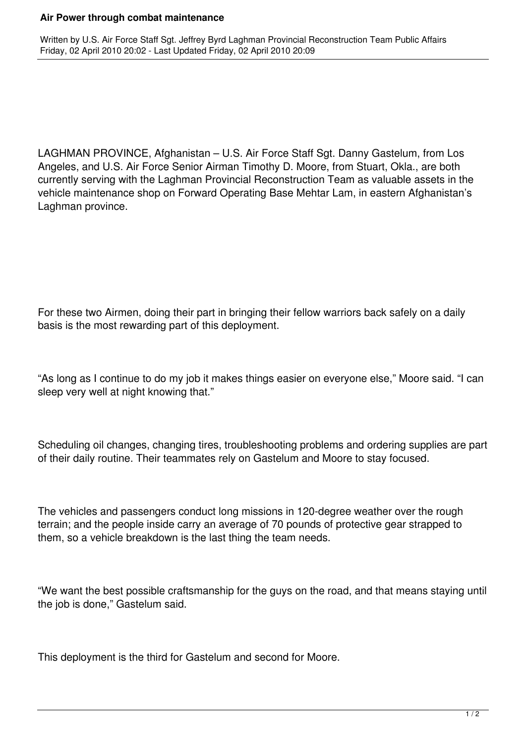# Air Power through combat maintenance

Written by U.S. Air Force Staff Sgt. Jeffrey Byrd Laghman Provincial Reconstruction Team Public Affairs
Friday, 02 April 2010 20:02 - Last Updated Friday, 02 April 2010 20:09

LAGHMAN PROVINCE, Afghanistan – U.S. Air Force Staff Sgt. Danny Gastelum, from Los Angeles, and U.S. Air Force Senior Airman Timothy D. Moore, from Stuart, Okla., are both currently serving with the Laghman Provincial Reconstruction Team as valuable assets in the vehicle maintenance shop on Forward Operating Base Mehtar Lam, in eastern Afghanistan's Laghman province.

For these two Airmen, doing their part in bringing their fellow warriors back safely on a daily basis is the most rewarding part of this deployment.

"As long as I continue to do my job it makes things easier on everyone else," Moore said. "I can sleep very well at night knowing that."

Scheduling oil changes, changing tires, troubleshooting problems and ordering supplies are part of their daily routine. Their teammates rely on Gastelum and Moore to stay focused.

The vehicles and passengers conduct long missions in 120-degree weather over the rough terrain; and the people inside carry an average of 70 pounds of protective gear strapped to them, so a vehicle breakdown is the last thing the team needs.

"We want the best possible craftsmanship for the guys on the road, and that means staying until the job is done," Gastelum said.

This deployment is the third for Gastelum and second for Moore.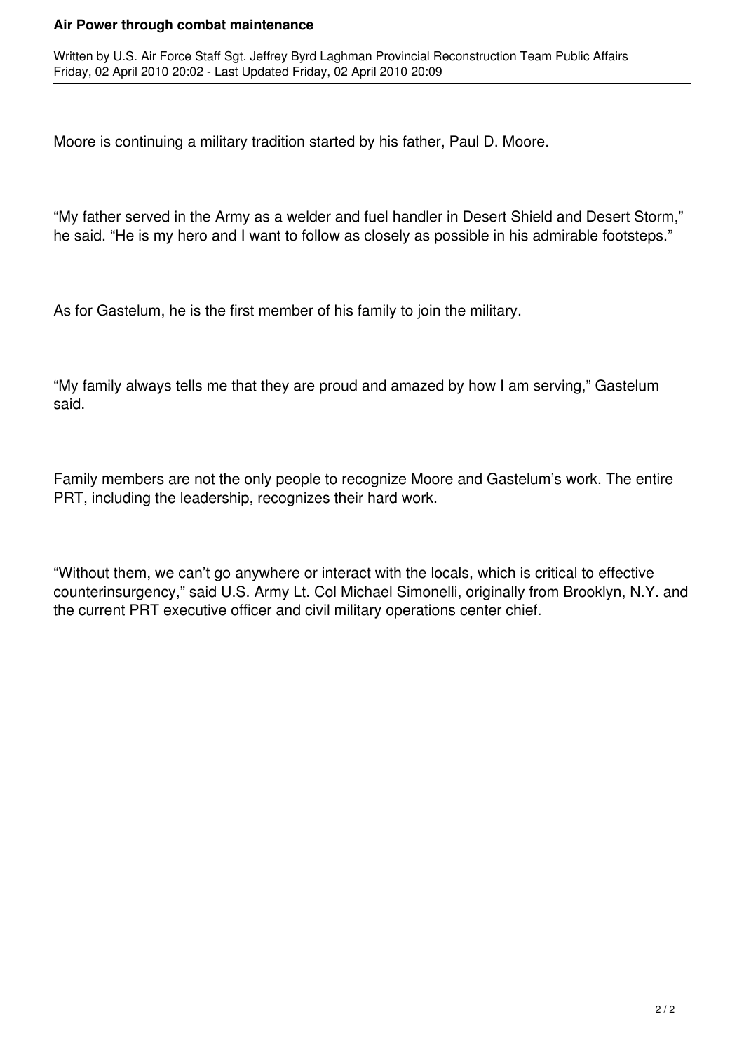Moore is continuing a military tradition started by his father, Paul D. Moore.

“My father served in the Army as a welder and fuel handler in Desert Shield and Desert Storm,” he said. “He is my hero and I want to follow as closely as possible in his admirable footsteps.”

As for Gastelum, he is the first member of his family to join the military.

“My family always tells me that they are proud and amazed by how I am serving,” Gastelum said.

Family members are not the only people to recognize Moore and Gastelum’s work. The entire PRT, including the leadership, recognizes their hard work.

“Without them, we can’t go anywhere or interact with the locals, which is critical to effective counterinsurgency,” said U.S. Army Lt. Col Michael Simonelli, originally from Brooklyn, N.Y. and the current PRT executive officer and civil military operations center chief.